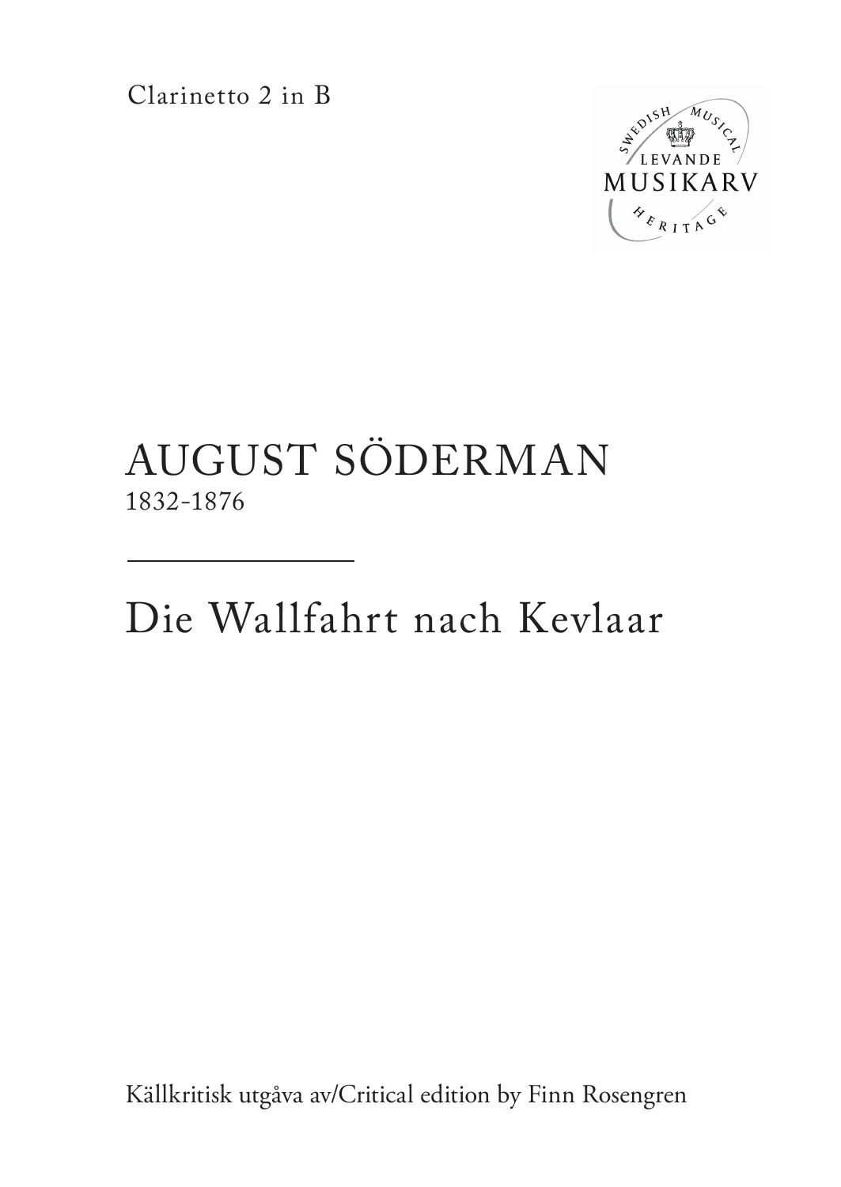Clarinetto 2 in B

SWEDISH MUSICAL
LEVANDE
MUSIKARV
HERITAGE

# AUGUST SÖDERMAN

1832-1876

---

# Die Wallfahrt nach Kevlaar

Källkritisk utgåva av/Critical edition by Finn Rosengren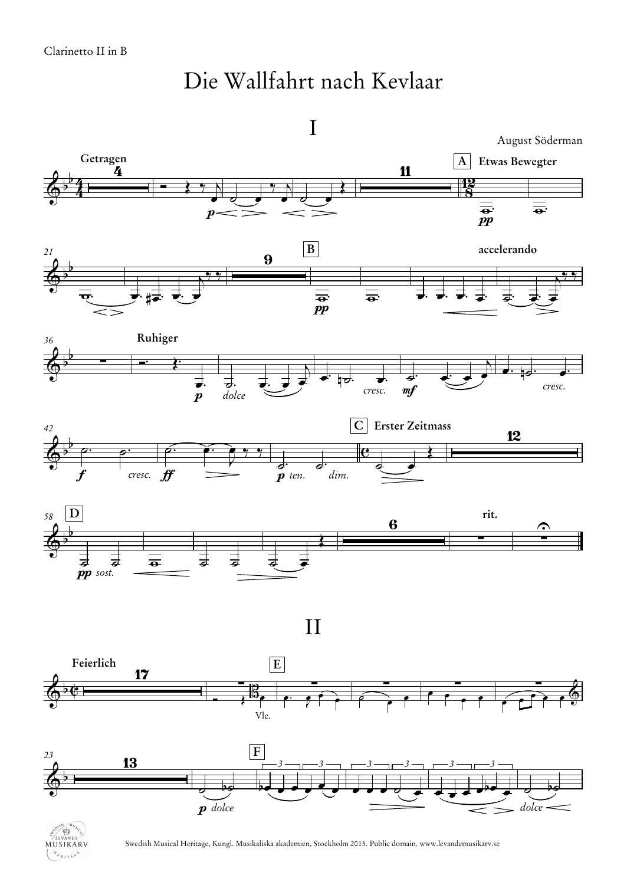Clarinetto II in B

# Die Wallfahrt nach Kevlaar

## I

August Söderman

**Getragen**

**A** **Etwas Bewegter**

*pp*

**B**

**accelerando**

**Ruhiger**

*p* *dolce*

*cresc.* *mf* *cresc.*

*f* *cresc.* *ff*

*p* *ten.* *dim.*

**C** **Erster Zeitmass**

**D**

*pp* *sost.*

**rit.**

## II

**Feierlich**

**E**

Vle.

**F**

*p* *dolce*

*dolce*

Swedish Musical Heritage, Kungl. Musikaliska akademien, Stockholm 2015. Public domain. www.levandemusikarv.se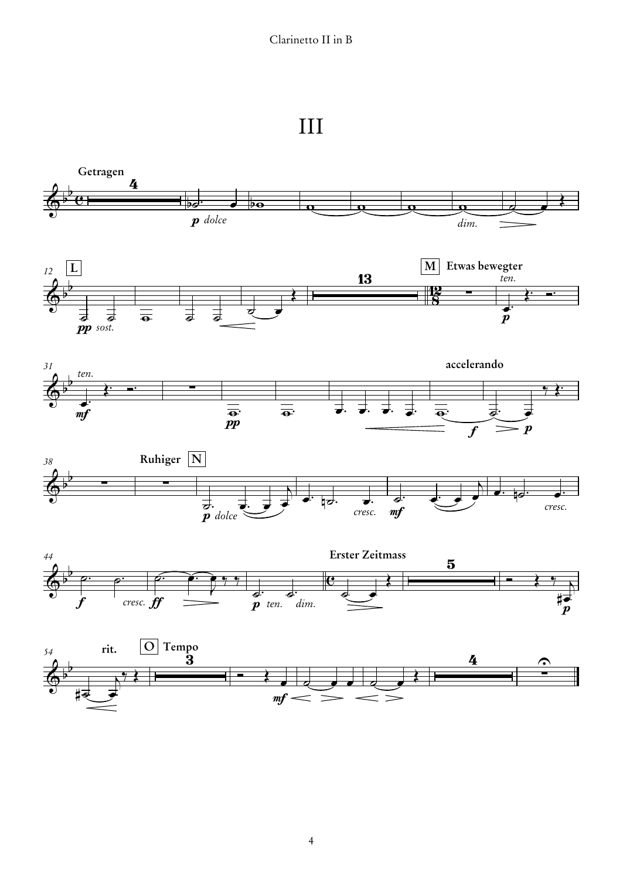# III